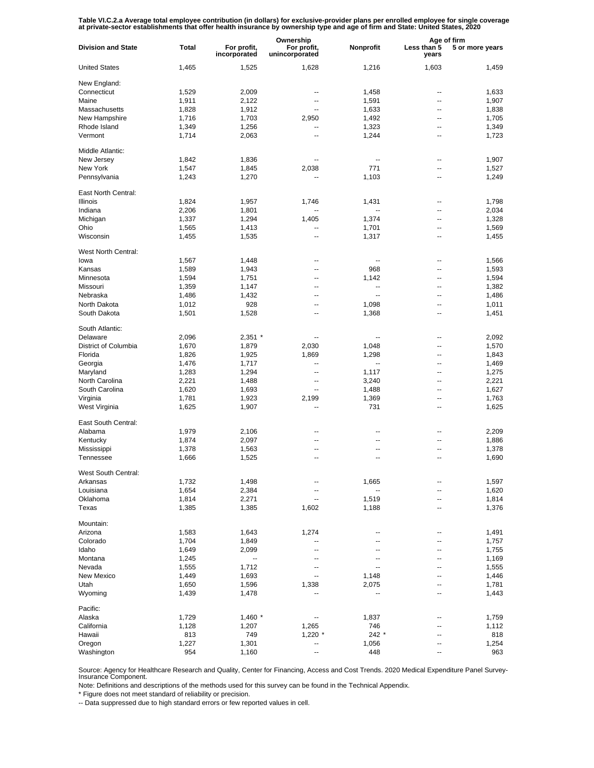**Table VI.C.2.a Average total employee contribution (in dollars) for exclusive-provider plans per enrolled employee for single coverage at private-sector establishments that offer health insurance by ownership type and age of firm and State: United States, 2020**

| Division and State | Total | Ownership | | | Age of firm | |
|---|---|---|---|---|---|---|
| | | For profit, incorporated | For profit, unincorporated | Nonprofit | Less than 5 years | 5 or more years |
| United States | 1,465 | 1,525 | 1,628 | 1,216 | 1,603 | 1,459 |
| New England: | | | | | | |
| Connecticut | 1,529 | 2,009 | -- | 1,458 | -- | 1,633 |
| Maine | 1,911 | 2,122 | -- | 1,591 | -- | 1,907 |
| Massachusetts | 1,828 | 1,912 | -- | 1,633 | -- | 1,838 |
| New Hampshire | 1,716 | 1,703 | 2,950 | 1,492 | -- | 1,705 |
| Rhode Island | 1,349 | 1,256 | -- | 1,323 | -- | 1,349 |
| Vermont | 1,714 | 2,063 | -- | 1,244 | -- | 1,723 |
| Middle Atlantic: | | | | | | |
| New Jersey | 1,842 | 1,836 | -- | -- | -- | 1,907 |
| New York | 1,547 | 1,845 | 2,038 | 771 | -- | 1,527 |
| Pennsylvania | 1,243 | 1,270 | -- | 1,103 | -- | 1,249 |
| East North Central: | | | | | | |
| Illinois | 1,824 | 1,957 | 1,746 | 1,431 | -- | 1,798 |
| Indiana | 2,206 | 1,801 | -- | -- | -- | 2,034 |
| Michigan | 1,337 | 1,294 | 1,405 | 1,374 | -- | 1,328 |
| Ohio | 1,565 | 1,413 | -- | 1,701 | -- | 1,569 |
| Wisconsin | 1,455 | 1,535 | -- | 1,317 | -- | 1,455 |
| West North Central: | | | | | | |
| Iowa | 1,567 | 1,448 | -- | -- | -- | 1,566 |
| Kansas | 1,589 | 1,943 | -- | 968 | -- | 1,593 |
| Minnesota | 1,594 | 1,751 | -- | 1,142 | -- | 1,594 |
| Missouri | 1,359 | 1,147 | -- | -- | -- | 1,382 |
| Nebraska | 1,486 | 1,432 | -- | -- | -- | 1,486 |
| North Dakota | 1,012 | 928 | -- | 1,098 | -- | 1,011 |
| South Dakota | 1,501 | 1,528 | -- | 1,368 | -- | 1,451 |
| South Atlantic: | | | | | | |
| Delaware | 2,096 | 2,351 * | -- | -- | -- | 2,092 |
| District of Columbia | 1,670 | 1,879 | 2,030 | 1,048 | -- | 1,570 |
| Florida | 1,826 | 1,925 | 1,869 | 1,298 | -- | 1,843 |
| Georgia | 1,476 | 1,717 | -- | -- | -- | 1,469 |
| Maryland | 1,283 | 1,294 | -- | 1,117 | -- | 1,275 |
| North Carolina | 2,221 | 1,488 | -- | 3,240 | -- | 2,221 |
| South Carolina | 1,620 | 1,693 | -- | 1,488 | -- | 1,627 |
| Virginia | 1,781 | 1,923 | 2,199 | 1,369 | -- | 1,763 |
| West Virginia | 1,625 | 1,907 | -- | 731 | -- | 1,625 |
| East South Central: | | | | | | |
| Alabama | 1,979 | 2,106 | -- | -- | -- | 2,209 |
| Kentucky | 1,874 | 2,097 | -- | -- | -- | 1,886 |
| Mississippi | 1,378 | 1,563 | -- | -- | -- | 1,378 |
| Tennessee | 1,666 | 1,525 | -- | -- | -- | 1,690 |
| West South Central: | | | | | | |
| Arkansas | 1,732 | 1,498 | -- | 1,665 | -- | 1,597 |
| Louisiana | 1,654 | 2,384 | -- | -- | -- | 1,620 |
| Oklahoma | 1,814 | 2,271 | -- | 1,519 | -- | 1,814 |
| Texas | 1,385 | 1,385 | 1,602 | 1,188 | -- | 1,376 |
| Mountain: | | | | | | |
| Arizona | 1,583 | 1,643 | 1,274 | -- | -- | 1,491 |
| Colorado | 1,704 | 1,849 | -- | -- | -- | 1,757 |
| Idaho | 1,649 | 2,099 | -- | -- | -- | 1,755 |
| Montana | 1,245 | -- | -- | -- | -- | 1,169 |
| Nevada | 1,555 | 1,712 | -- | -- | -- | 1,555 |
| New Mexico | 1,449 | 1,693 | -- | 1,148 | -- | 1,446 |
| Utah | 1,650 | 1,596 | 1,338 | 2,075 | -- | 1,781 |
| Wyoming | 1,439 | 1,478 | -- | -- | -- | 1,443 |
| Pacific: | | | | | | |
| Alaska | 1,729 | 1,460 * | -- | 1,837 | -- | 1,759 |
| California | 1,128 | 1,207 | 1,265 | 746 | -- | 1,112 |
| Hawaii | 813 | 749 | 1,220 * | 242 * | -- | 818 |
| Oregon | 1,227 | 1,301 | -- | 1,056 | -- | 1,254 |
| Washington | 954 | 1,160 | -- | 448 | -- | 963 |

Source: Agency for Healthcare Research and Quality, Center for Financing, Access and Cost Trends. 2020 Medical Expenditure Panel Survey-Insurance Component.

Note: Definitions and descriptions of the methods used for this survey can be found in the Technical Appendix.

* Figure does not meet standard of reliability or precision.

-- Data suppressed due to high standard errors or few reported values in cell.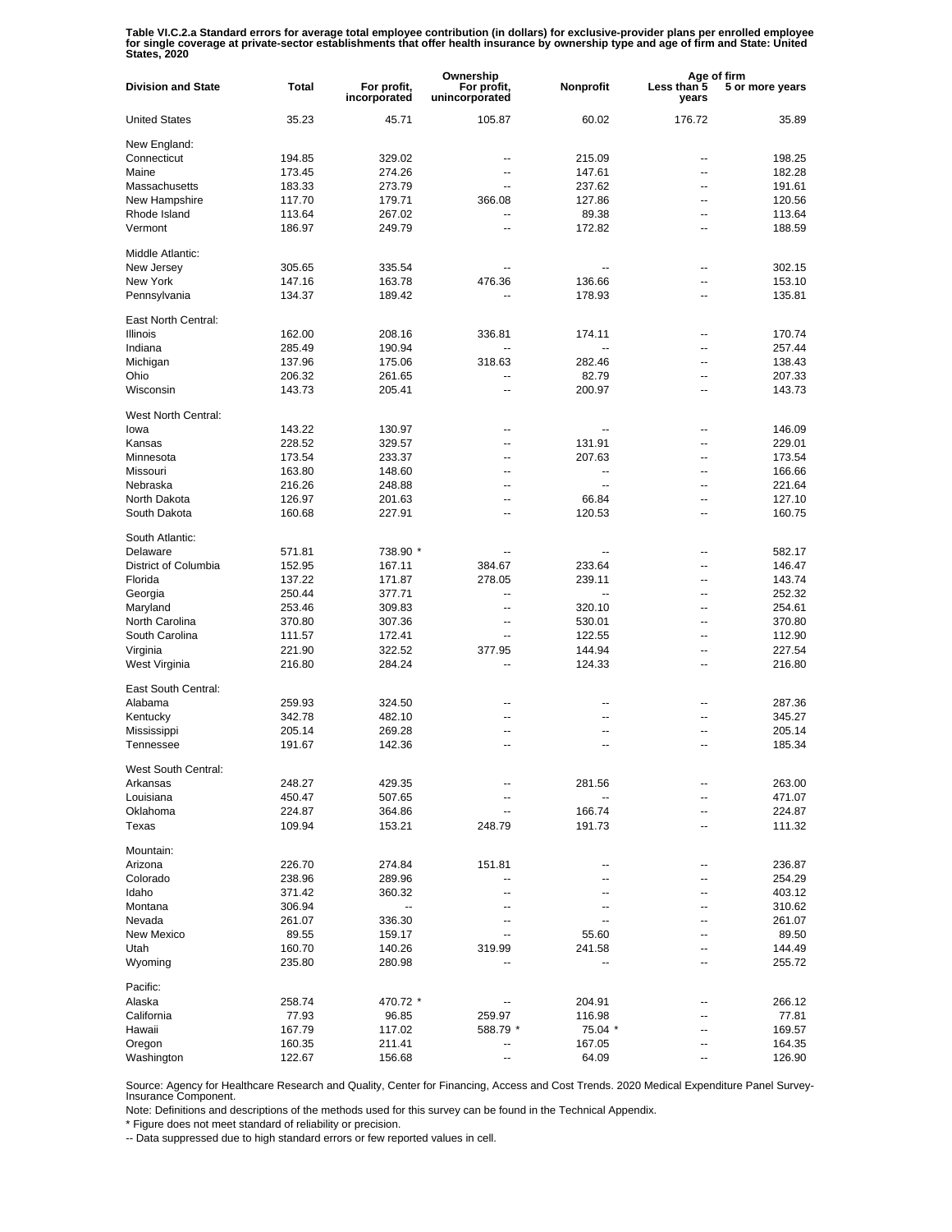**Table VI.C.2.a Standard errors for average total employee contribution (in dollars) for exclusive-provider plans per enrolled employee for single coverage at private-sector establishments that offer health insurance by ownership type and age of firm and State: United States, 2020**

| Division and State | Total | Ownership | | | Age of firm | |
|---|---|---|---|---|---|---|
| | | For profit, incorporated | For profit, unincorporated | Nonprofit | Less than 5 years | 5 or more years |
| United States | 35.23 | 45.71 | 105.87 | 60.02 | 176.72 | 35.89 |
| New England: | | | | | | |
| Connecticut | 194.85 | 329.02 | -- | 215.09 | -- | 198.25 |
| Maine | 173.45 | 274.26 | -- | 147.61 | -- | 182.28 |
| Massachusetts | 183.33 | 273.79 | -- | 237.62 | -- | 191.61 |
| New Hampshire | 117.70 | 179.71 | 366.08 | 127.86 | -- | 120.56 |
| Rhode Island | 113.64 | 267.02 | -- | 89.38 | -- | 113.64 |
| Vermont | 186.97 | 249.79 | -- | 172.82 | -- | 188.59 |
| Middle Atlantic: | | | | | | |
| New Jersey | 305.65 | 335.54 | -- | -- | -- | 302.15 |
| New York | 147.16 | 163.78 | 476.36 | 136.66 | -- | 153.10 |
| Pennsylvania | 134.37 | 189.42 | -- | 178.93 | -- | 135.81 |
| East North Central: | | | | | | |
| Illinois | 162.00 | 208.16 | 336.81 | 174.11 | -- | 170.74 |
| Indiana | 285.49 | 190.94 | -- | -- | -- | 257.44 |
| Michigan | 137.96 | 175.06 | 318.63 | 282.46 | -- | 138.43 |
| Ohio | 206.32 | 261.65 | -- | 82.79 | -- | 207.33 |
| Wisconsin | 143.73 | 205.41 | -- | 200.97 | -- | 143.73 |
| West North Central: | | | | | | |
| Iowa | 143.22 | 130.97 | -- | -- | -- | 146.09 |
| Kansas | 228.52 | 329.57 | -- | 131.91 | -- | 229.01 |
| Minnesota | 173.54 | 233.37 | -- | 207.63 | -- | 173.54 |
| Missouri | 163.80 | 148.60 | -- | -- | -- | 166.66 |
| Nebraska | 216.26 | 248.88 | -- | -- | -- | 221.64 |
| North Dakota | 126.97 | 201.63 | -- | 66.84 | -- | 127.10 |
| South Dakota | 160.68 | 227.91 | -- | 120.53 | -- | 160.75 |
| South Atlantic: | | | | | | |
| Delaware | 571.81 | 738.90 * | -- | -- | -- | 582.17 |
| District of Columbia | 152.95 | 167.11 | 384.67 | 233.64 | -- | 146.47 |
| Florida | 137.22 | 171.87 | 278.05 | 239.11 | -- | 143.74 |
| Georgia | 250.44 | 377.71 | -- | -- | -- | 252.32 |
| Maryland | 253.46 | 309.83 | -- | 320.10 | -- | 254.61 |
| North Carolina | 370.80 | 307.36 | -- | 530.01 | -- | 370.80 |
| South Carolina | 111.57 | 172.41 | -- | 122.55 | -- | 112.90 |
| Virginia | 221.90 | 322.52 | 377.95 | 144.94 | -- | 227.54 |
| West Virginia | 216.80 | 284.24 | -- | 124.33 | -- | 216.80 |
| East South Central: | | | | | | |
| Alabama | 259.93 | 324.50 | -- | -- | -- | 287.36 |
| Kentucky | 342.78 | 482.10 | -- | -- | -- | 345.27 |
| Mississippi | 205.14 | 269.28 | -- | -- | -- | 205.14 |
| Tennessee | 191.67 | 142.36 | -- | -- | -- | 185.34 |
| West South Central: | | | | | | |
| Arkansas | 248.27 | 429.35 | -- | 281.56 | -- | 263.00 |
| Louisiana | 450.47 | 507.65 | -- | -- | -- | 471.07 |
| Oklahoma | 224.87 | 364.86 | -- | 166.74 | -- | 224.87 |
| Texas | 109.94 | 153.21 | 248.79 | 191.73 | -- | 111.32 |
| Mountain: | | | | | | |
| Arizona | 226.70 | 274.84 | 151.81 | -- | -- | 236.87 |
| Colorado | 238.96 | 289.96 | -- | -- | -- | 254.29 |
| Idaho | 371.42 | 360.32 | -- | -- | -- | 403.12 |
| Montana | 306.94 | -- | -- | -- | -- | 310.62 |
| Nevada | 261.07 | 336.30 | -- | -- | -- | 261.07 |
| New Mexico | 89.55 | 159.17 | -- | 55.60 | -- | 89.50 |
| Utah | 160.70 | 140.26 | 319.99 | 241.58 | -- | 144.49 |
| Wyoming | 235.80 | 280.98 | -- | -- | -- | 255.72 |
| Pacific: | | | | | | |
| Alaska | 258.74 | 470.72 * | -- | 204.91 | -- | 266.12 |
| California | 77.93 | 96.85 | 259.97 | 116.98 | -- | 77.81 |
| Hawaii | 167.79 | 117.02 | 588.79 * | 75.04 * | -- | 169.57 |
| Oregon | 160.35 | 211.41 | -- | 167.05 | -- | 164.35 |
| Washington | 122.67 | 156.68 | -- | 64.09 | -- | 126.90 |

Source: Agency for Healthcare Research and Quality, Center for Financing, Access and Cost Trends. 2020 Medical Expenditure Panel Survey-Insurance Component.

Note: Definitions and descriptions of the methods used for this survey can be found in the Technical Appendix.

* Figure does not meet standard of reliability or precision.

-- Data suppressed due to high standard errors or few reported values in cell.